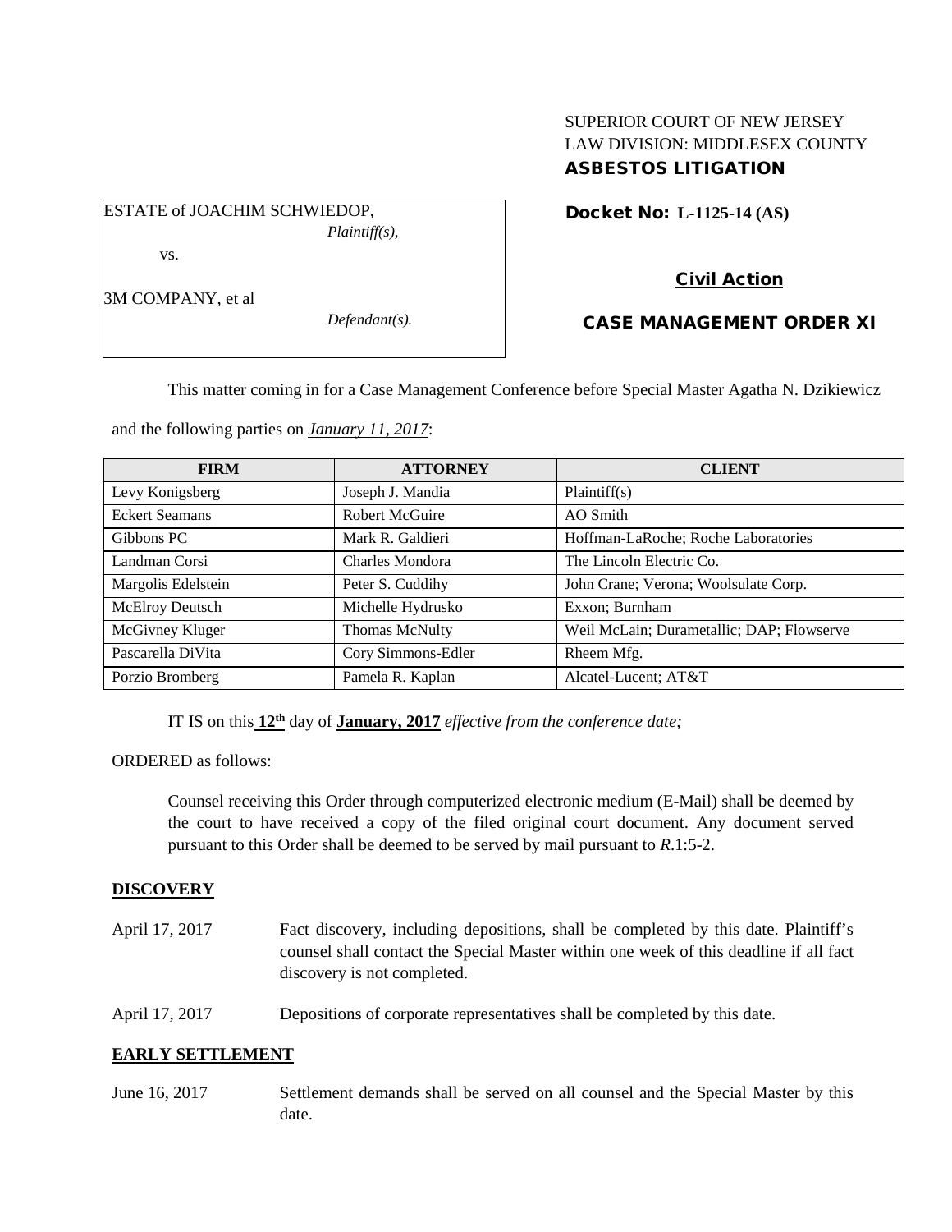SUPERIOR COURT OF NEW JERSEY
LAW DIVISION: MIDDLESEX COUNTY
**ASBESTOS LITIGATION**

ESTATE of JOACHIM SCHWIEDOP,
*Plaintiff(s),*

vs.

3M COMPANY, et al
*Defendant(s).*

**Docket No: L-1125-14 (AS)**

**Civil Action**

**CASE MANAGEMENT ORDER XI**

This matter coming in for a Case Management Conference before Special Master Agatha N. Dzikiewicz and the following parties on *January 11, 2017*:

| FIRM | ATTORNEY | CLIENT |
|---|---|---|
| Levy Konigsberg | Joseph J. Mandia | Plaintiff(s) |
| Eckert Seamans | Robert McGuire | AO Smith |
| Gibbons PC | Mark R. Galdieri | Hoffman-LaRoche; Roche Laboratories |
| Landman Corsi | Charles Mondora | The Lincoln Electric Co. |
| Margolis Edelstein | Peter S. Cuddihy | John Crane; Verona; Woolsulate Corp. |
| McElroy Deutsch | Michelle Hydrusko | Exxon; Burnham |
| McGivney Kluger | Thomas McNulty | Weil McLain; Durametallic; DAP; Flowserve |
| Pascarella DiVita | Cory Simmons-Edler | Rheem Mfg. |
| Porzio Bromberg | Pamela R. Kaplan | Alcatel-Lucent; AT&T |

IT IS on this **12th** day of **January, 2017** *effective from the conference date;*

ORDERED as follows:

Counsel receiving this Order through computerized electronic medium (E-Mail) shall be deemed by the court to have received a copy of the filed original court document. Any document served pursuant to this Order shall be deemed to be served by mail pursuant to *R*.1:5-2.

**DISCOVERY**

April 17, 2017 — Fact discovery, including depositions, shall be completed by this date. Plaintiff's counsel shall contact the Special Master within one week of this deadline if all fact discovery is not completed.

April 17, 2017 — Depositions of corporate representatives shall be completed by this date.

**EARLY SETTLEMENT**

June 16, 2017 — Settlement demands shall be served on all counsel and the Special Master by this date.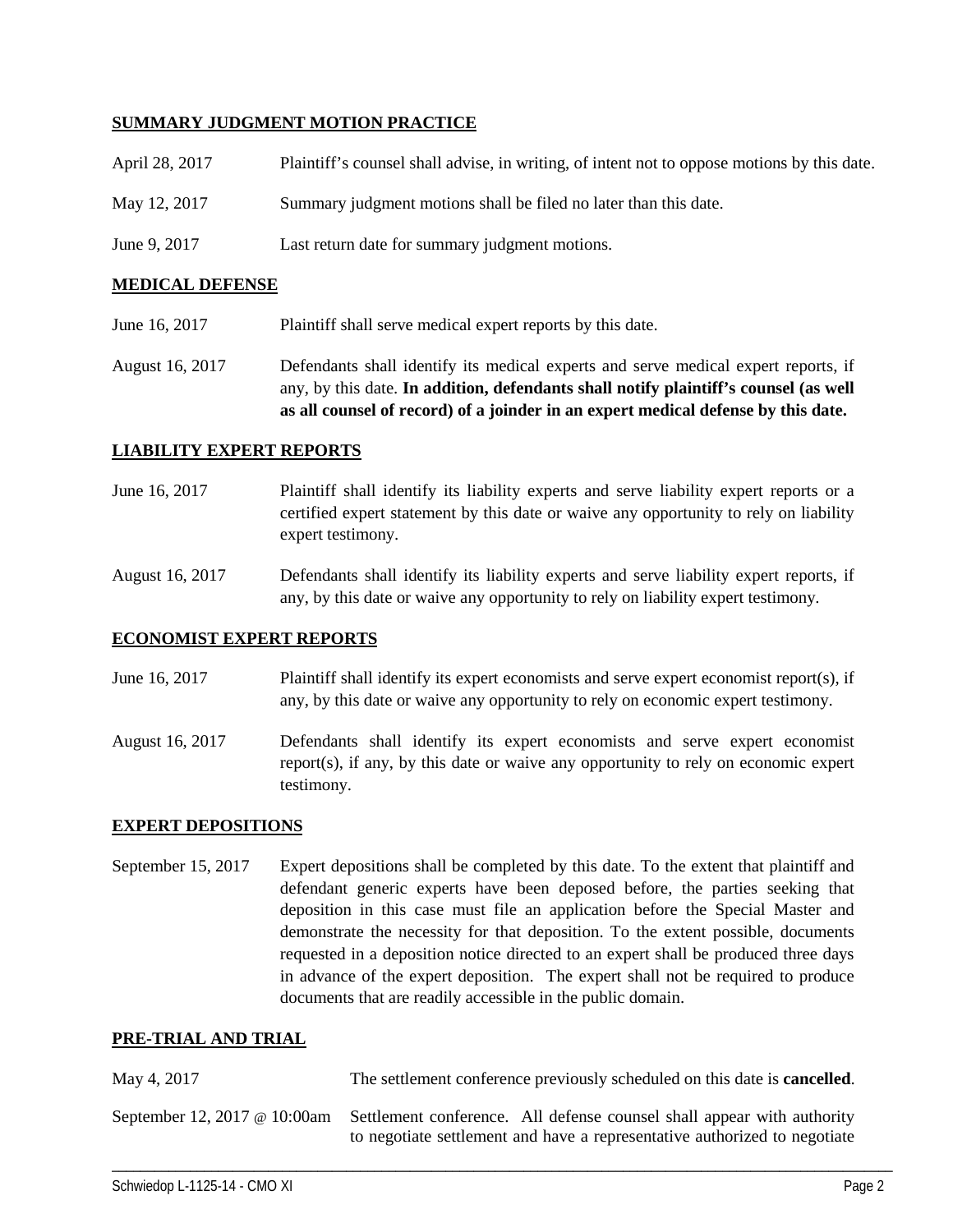**SUMMARY JUDGMENT MOTION PRACTICE**

| | |
|---|---|
| April 28, 2017 | Plaintiff's counsel shall advise, in writing, of intent not to oppose motions by this date. |
| May 12, 2017 | Summary judgment motions shall be filed no later than this date. |
| June 9, 2017 | Last return date for summary judgment motions. |

**MEDICAL DEFENSE**

| | |
|---|---|
| June 16, 2017 | Plaintiff shall serve medical expert reports by this date. |
| August 16, 2017 | Defendants shall identify its medical experts and serve medical expert reports, if any, by this date. **In addition, defendants shall notify plaintiff's counsel (as well as all counsel of record) of a joinder in an expert medical defense by this date.** |

**LIABILITY EXPERT REPORTS**

| | |
|---|---|
| June 16, 2017 | Plaintiff shall identify its liability experts and serve liability expert reports or a certified expert statement by this date or waive any opportunity to rely on liability expert testimony. |
| August 16, 2017 | Defendants shall identify its liability experts and serve liability expert reports, if any, by this date or waive any opportunity to rely on liability expert testimony. |

**ECONOMIST EXPERT REPORTS**

| | |
|---|---|
| June 16, 2017 | Plaintiff shall identify its expert economists and serve expert economist report(s), if any, by this date or waive any opportunity to rely on economic expert testimony. |
| August 16, 2017 | Defendants shall identify its expert economists and serve expert economist report(s), if any, by this date or waive any opportunity to rely on economic expert testimony. |

**EXPERT DEPOSITIONS**

| | |
|---|---|
| September 15, 2017 | Expert depositions shall be completed by this date. To the extent that plaintiff and defendant generic experts have been deposed before, the parties seeking that deposition in this case must file an application before the Special Master and demonstrate the necessity for that deposition. To the extent possible, documents requested in a deposition notice directed to an expert shall be produced three days in advance of the expert deposition. The expert shall not be required to produce documents that are readily accessible in the public domain. |

**PRE-TRIAL AND TRIAL**

| | |
|---|---|
| May 4, 2017 | The settlement conference previously scheduled on this date is **cancelled**. |
| September 12, 2017 @ 10:00am | Settlement conference. All defense counsel shall appear with authority to negotiate settlement and have a representative authorized to negotiate |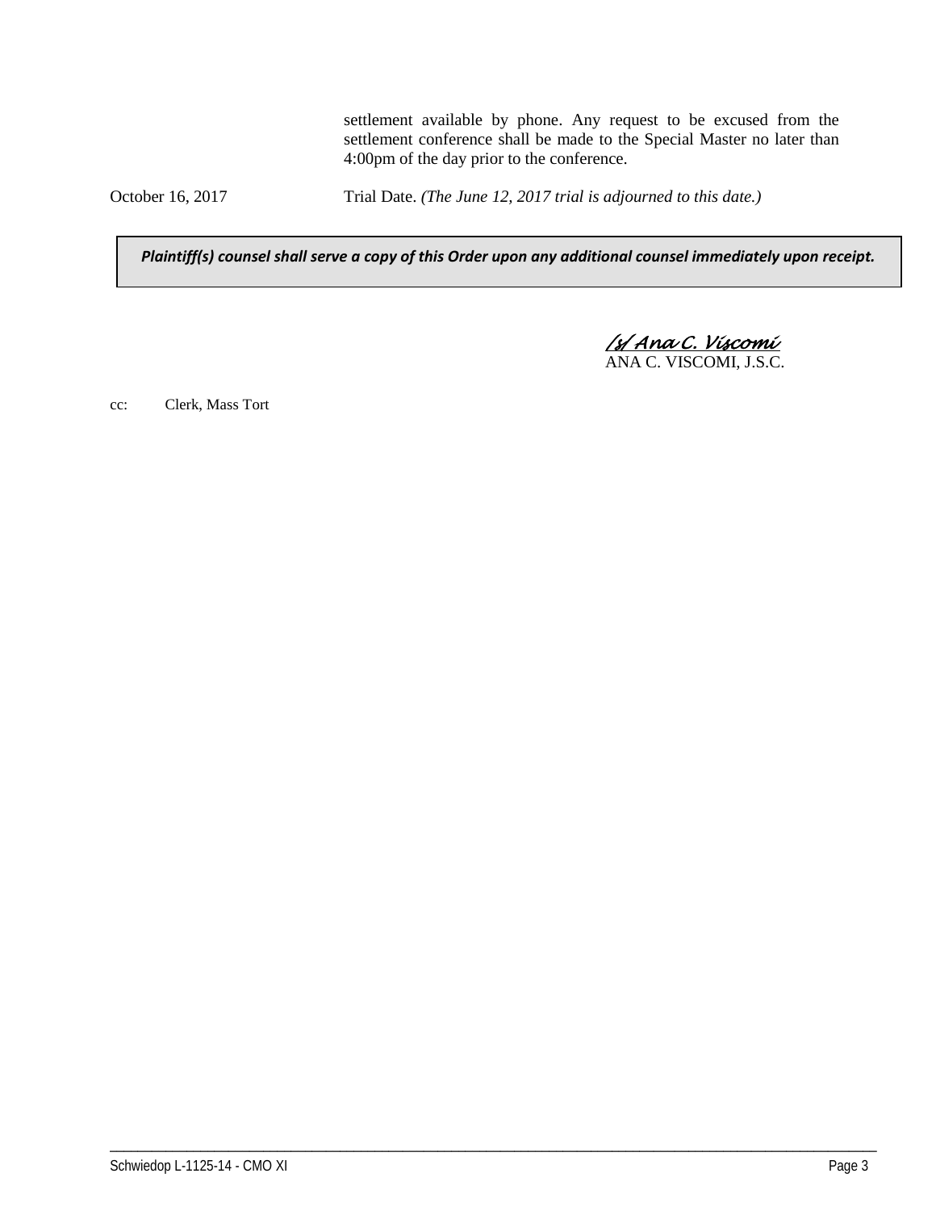| | |
|---|---|
| | settlement available by phone. Any request to be excused from the settlement conference shall be made to the Special Master no later than 4:00pm of the day prior to the conference. |
| October 16, 2017 | Trial Date. *(The June 12, 2017 trial is adjourned to this date.)* |

***Plaintiff(s) counsel shall serve a copy of this Order upon any additional counsel immediately upon receipt.***

/s/ Ana C. Viscomi
ANA C. VISCOMI, J.S.C.

cc: Clerk, Mass Tort